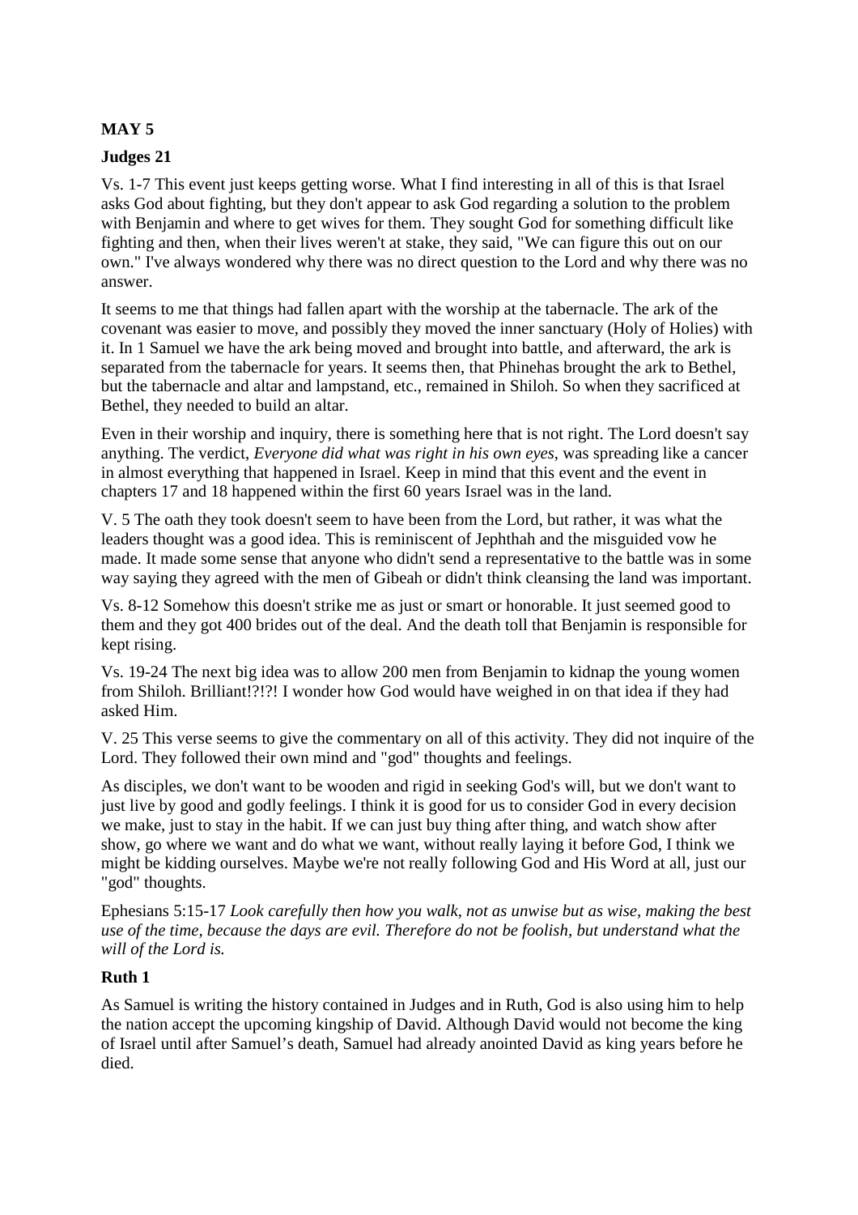**MAY 5**

**Judges 21**

Vs. 1-7 This event just keeps getting worse. What I find interesting in all of this is that Israel asks God about fighting, but they don't appear to ask God regarding a solution to the problem with Benjamin and where to get wives for them. They sought God for something difficult like fighting and then, when their lives weren't at stake, they said, "We can figure this out on our own." I've always wondered why there was no direct question to the Lord and why there was no answer.

It seems to me that things had fallen apart with the worship at the tabernacle. The ark of the covenant was easier to move, and possibly they moved the inner sanctuary (Holy of Holies) with it. In 1 Samuel we have the ark being moved and brought into battle, and afterward, the ark is separated from the tabernacle for years. It seems then, that Phinehas brought the ark to Bethel, but the tabernacle and altar and lampstand, etc., remained in Shiloh. So when they sacrificed at Bethel, they needed to build an altar.

Even in their worship and inquiry, there is something here that is not right. The Lord doesn't say anything. The verdict, *Everyone did what was right in his own eyes*, was spreading like a cancer in almost everything that happened in Israel. Keep in mind that this event and the event in chapters 17 and 18 happened within the first 60 years Israel was in the land.

V. 5 The oath they took doesn't seem to have been from the Lord, but rather, it was what the leaders thought was a good idea. This is reminiscent of Jephthah and the misguided vow he made. It made some sense that anyone who didn't send a representative to the battle was in some way saying they agreed with the men of Gibeah or didn't think cleansing the land was important.

Vs. 8-12 Somehow this doesn't strike me as just or smart or honorable. It just seemed good to them and they got 400 brides out of the deal. And the death toll that Benjamin is responsible for kept rising.

Vs. 19-24 The next big idea was to allow 200 men from Benjamin to kidnap the young women from Shiloh. Brilliant!?!?! I wonder how God would have weighed in on that idea if they had asked Him.

V. 25 This verse seems to give the commentary on all of this activity. They did not inquire of the Lord. They followed their own mind and "god" thoughts and feelings.

As disciples, we don't want to be wooden and rigid in seeking God's will, but we don't want to just live by good and godly feelings. I think it is good for us to consider God in every decision we make, just to stay in the habit. If we can just buy thing after thing, and watch show after show, go where we want and do what we want, without really laying it before God, I think we might be kidding ourselves. Maybe we're not really following God and His Word at all, just our "god" thoughts.

Ephesians 5:15-17 *Look carefully then how you walk, not as unwise but as wise, making the best use of the time, because the days are evil. Therefore do not be foolish, but understand what the will of the Lord is.*

**Ruth 1**

As Samuel is writing the history contained in Judges and in Ruth, God is also using him to help the nation accept the upcoming kingship of David. Although David would not become the king of Israel until after Samuel's death, Samuel had already anointed David as king years before he died.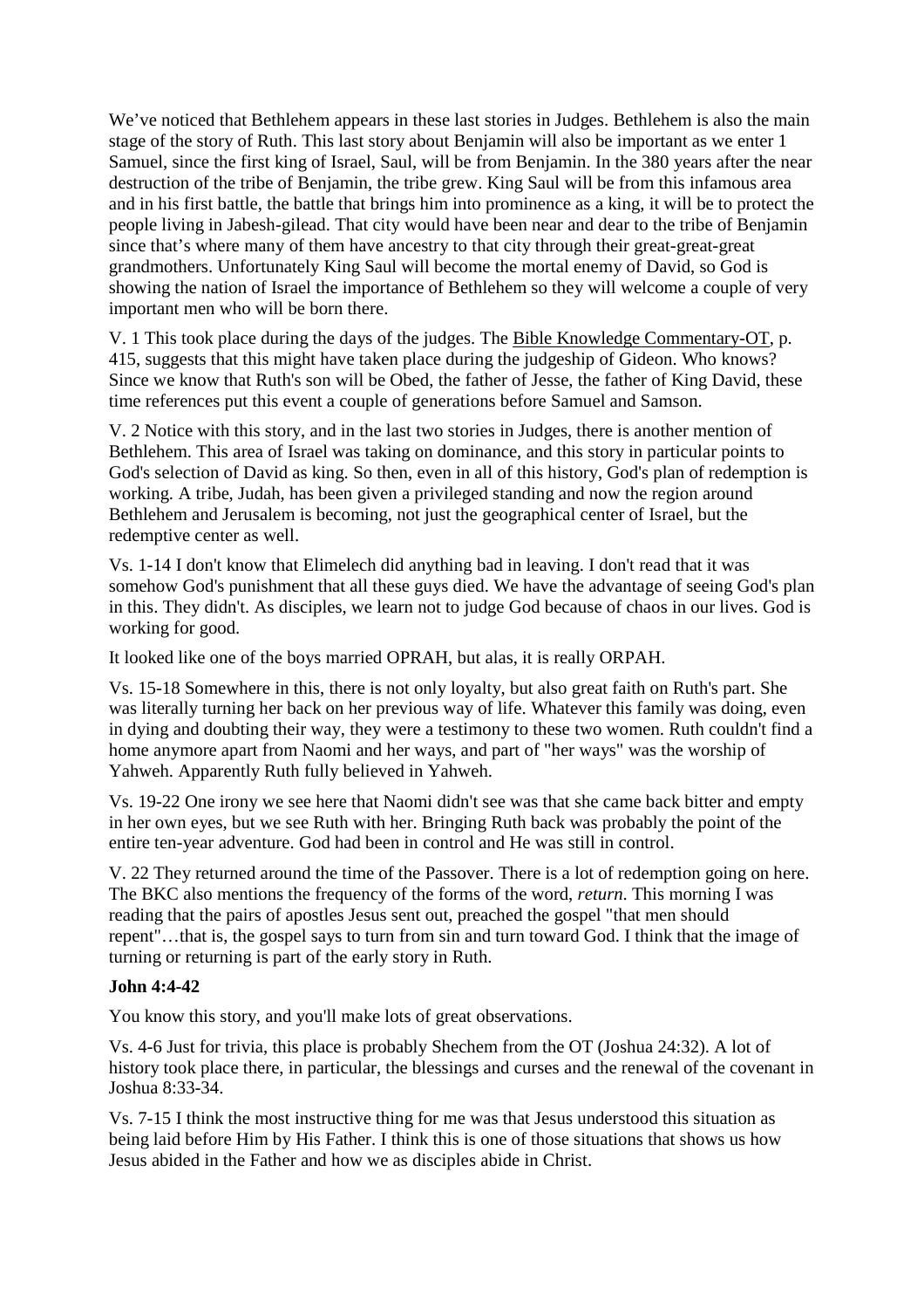We've noticed that Bethlehem appears in these last stories in Judges. Bethlehem is also the main stage of the story of Ruth. This last story about Benjamin will also be important as we enter 1 Samuel, since the first king of Israel, Saul, will be from Benjamin. In the 380 years after the near destruction of the tribe of Benjamin, the tribe grew. King Saul will be from this infamous area and in his first battle, the battle that brings him into prominence as a king, it will be to protect the people living in Jabesh-gilead. That city would have been near and dear to the tribe of Benjamin since that's where many of them have ancestry to that city through their great-great-great grandmothers. Unfortunately King Saul will become the mortal enemy of David, so God is showing the nation of Israel the importance of Bethlehem so they will welcome a couple of very important men who will be born there.

V. 1 This took place during the days of the judges. The Bible Knowledge Commentary-OT, p. 415, suggests that this might have taken place during the judgeship of Gideon. Who knows? Since we know that Ruth's son will be Obed, the father of Jesse, the father of King David, these time references put this event a couple of generations before Samuel and Samson.

V. 2 Notice with this story, and in the last two stories in Judges, there is another mention of Bethlehem. This area of Israel was taking on dominance, and this story in particular points to God's selection of David as king. So then, even in all of this history, God's plan of redemption is working. A tribe, Judah, has been given a privileged standing and now the region around Bethlehem and Jerusalem is becoming, not just the geographical center of Israel, but the redemptive center as well.

Vs. 1-14 I don't know that Elimelech did anything bad in leaving. I don't read that it was somehow God's punishment that all these guys died. We have the advantage of seeing God's plan in this. They didn't. As disciples, we learn not to judge God because of chaos in our lives. God is working for good.

It looked like one of the boys married OPRAH, but alas, it is really ORPAH.

Vs. 15-18 Somewhere in this, there is not only loyalty, but also great faith on Ruth's part. She was literally turning her back on her previous way of life. Whatever this family was doing, even in dying and doubting their way, they were a testimony to these two women. Ruth couldn't find a home anymore apart from Naomi and her ways, and part of "her ways" was the worship of Yahweh. Apparently Ruth fully believed in Yahweh.

Vs. 19-22 One irony we see here that Naomi didn't see was that she came back bitter and empty in her own eyes, but we see Ruth with her. Bringing Ruth back was probably the point of the entire ten-year adventure. God had been in control and He was still in control.

V. 22 They returned around the time of the Passover. There is a lot of redemption going on here. The BKC also mentions the frequency of the forms of the word, *return*. This morning I was reading that the pairs of apostles Jesus sent out, preached the gospel "that men should repent"…that is, the gospel says to turn from sin and turn toward God. I think that the image of turning or returning is part of the early story in Ruth.

**John 4:4-42**

You know this story, and you'll make lots of great observations.

Vs. 4-6 Just for trivia, this place is probably Shechem from the OT (Joshua 24:32). A lot of history took place there, in particular, the blessings and curses and the renewal of the covenant in Joshua 8:33-34.

Vs. 7-15 I think the most instructive thing for me was that Jesus understood this situation as being laid before Him by His Father. I think this is one of those situations that shows us how Jesus abided in the Father and how we as disciples abide in Christ.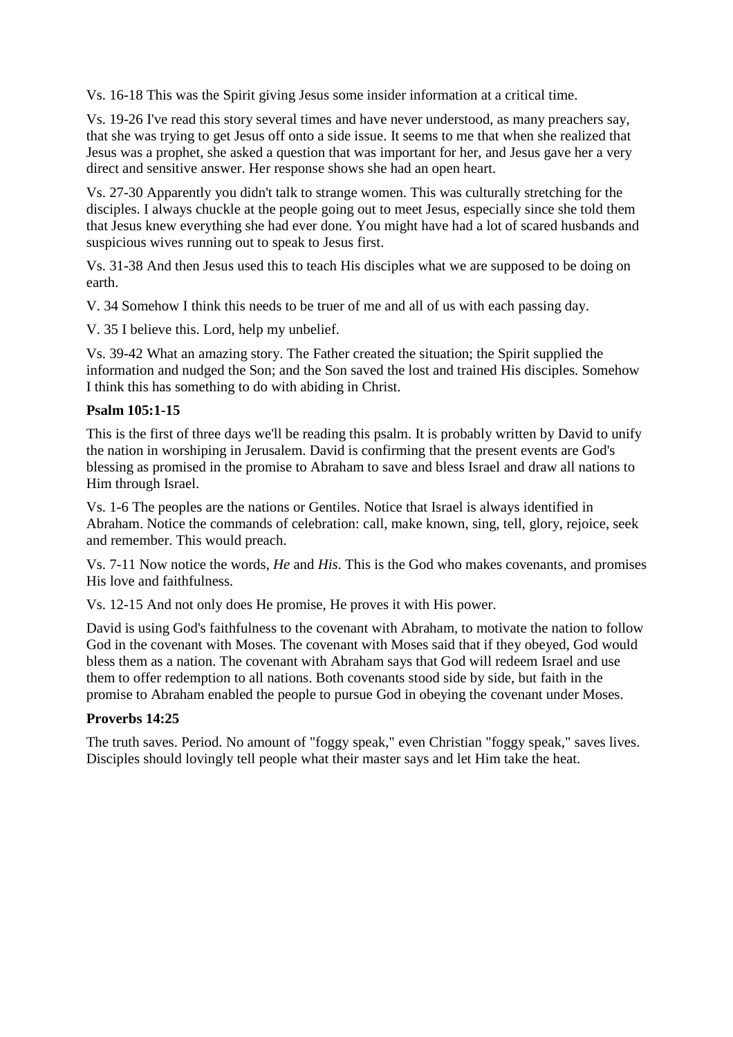Vs. 16-18 This was the Spirit giving Jesus some insider information at a critical time.

Vs. 19-26 I've read this story several times and have never understood, as many preachers say, that she was trying to get Jesus off onto a side issue. It seems to me that when she realized that Jesus was a prophet, she asked a question that was important for her, and Jesus gave her a very direct and sensitive answer. Her response shows she had an open heart.

Vs. 27-30 Apparently you didn't talk to strange women. This was culturally stretching for the disciples. I always chuckle at the people going out to meet Jesus, especially since she told them that Jesus knew everything she had ever done. You might have had a lot of scared husbands and suspicious wives running out to speak to Jesus first.

Vs. 31-38 And then Jesus used this to teach His disciples what we are supposed to be doing on earth.

V. 34 Somehow I think this needs to be truer of me and all of us with each passing day.

V. 35 I believe this. Lord, help my unbelief.

Vs. 39-42 What an amazing story. The Father created the situation; the Spirit supplied the information and nudged the Son; and the Son saved the lost and trained His disciples. Somehow I think this has something to do with abiding in Christ.

**Psalm 105:1-15**

This is the first of three days we'll be reading this psalm. It is probably written by David to unify the nation in worshiping in Jerusalem. David is confirming that the present events are God's blessing as promised in the promise to Abraham to save and bless Israel and draw all nations to Him through Israel.

Vs. 1-6 The peoples are the nations or Gentiles. Notice that Israel is always identified in Abraham. Notice the commands of celebration: call, make known, sing, tell, glory, rejoice, seek and remember. This would preach.

Vs. 7-11 Now notice the words, *He* and *His*. This is the God who makes covenants, and promises His love and faithfulness.

Vs. 12-15 And not only does He promise, He proves it with His power.

David is using God's faithfulness to the covenant with Abraham, to motivate the nation to follow God in the covenant with Moses. The covenant with Moses said that if they obeyed, God would bless them as a nation. The covenant with Abraham says that God will redeem Israel and use them to offer redemption to all nations. Both covenants stood side by side, but faith in the promise to Abraham enabled the people to pursue God in obeying the covenant under Moses.

**Proverbs 14:25**

The truth saves. Period. No amount of "foggy speak," even Christian "foggy speak," saves lives. Disciples should lovingly tell people what their master says and let Him take the heat.